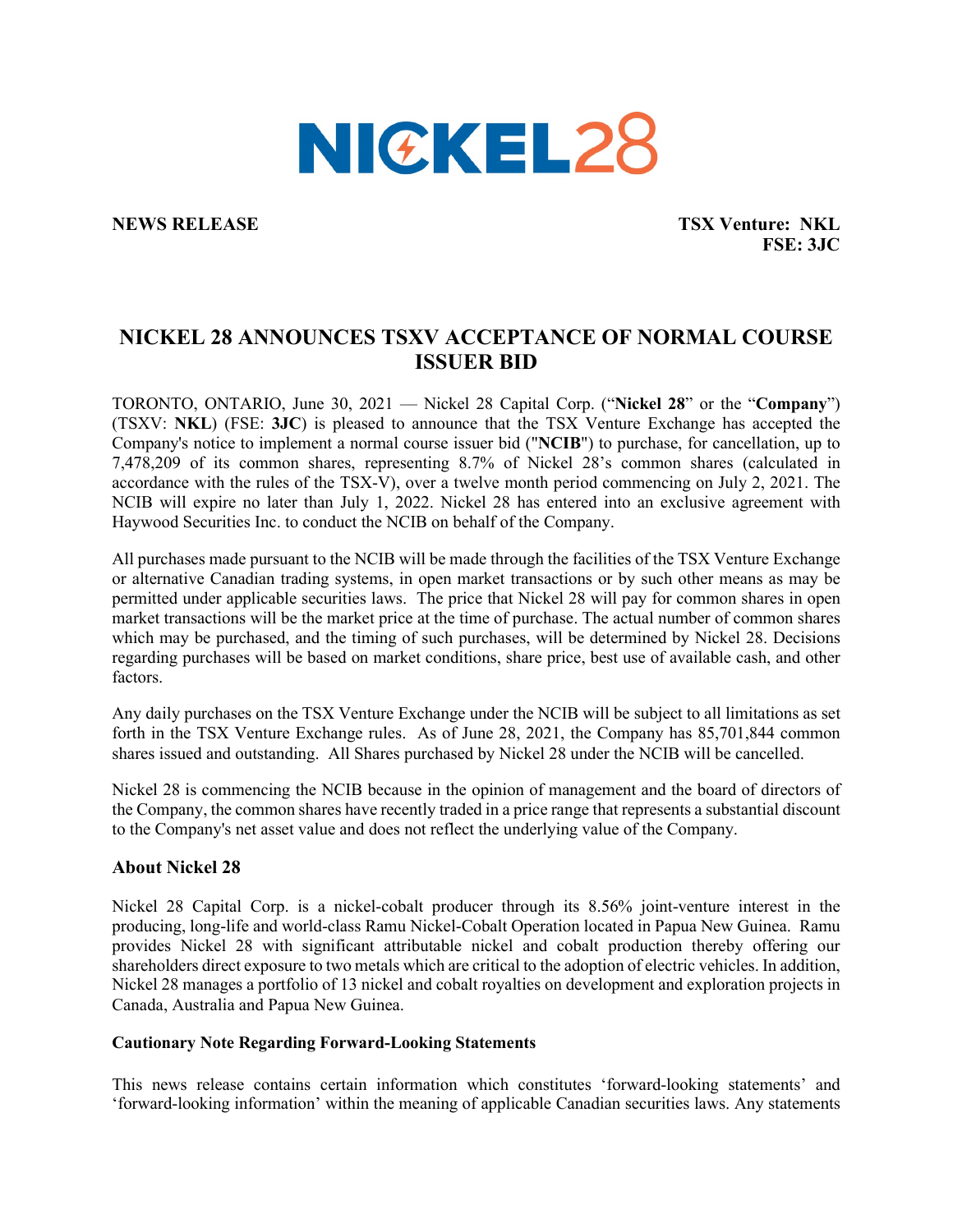NICKEL28

**NEWS RELEASE**

**TSX Venture: NKL**
**FSE: 3JC**

# NICKEL 28 ANNOUNCES TSXV ACCEPTANCE OF NORMAL COURSE ISSUER BID

TORONTO, ONTARIO, June 30, 2021 — Nickel 28 Capital Corp. ("**Nickel 28**" or the "**Company**") (TSXV: **NKL**) (FSE: **3JC**) is pleased to announce that the TSX Venture Exchange has accepted the Company's notice to implement a normal course issuer bid ("**NCIB**") to purchase, for cancellation, up to 7,478,209 of its common shares, representing 8.7% of Nickel 28's common shares (calculated in accordance with the rules of the TSX-V), over a twelve month period commencing on July 2, 2021. The NCIB will expire no later than July 1, 2022. Nickel 28 has entered into an exclusive agreement with Haywood Securities Inc. to conduct the NCIB on behalf of the Company.

All purchases made pursuant to the NCIB will be made through the facilities of the TSX Venture Exchange or alternative Canadian trading systems, in open market transactions or by such other means as may be permitted under applicable securities laws. The price that Nickel 28 will pay for common shares in open market transactions will be the market price at the time of purchase. The actual number of common shares which may be purchased, and the timing of such purchases, will be determined by Nickel 28. Decisions regarding purchases will be based on market conditions, share price, best use of available cash, and other factors.

Any daily purchases on the TSX Venture Exchange under the NCIB will be subject to all limitations as set forth in the TSX Venture Exchange rules. As of June 28, 2021, the Company has 85,701,844 common shares issued and outstanding. All Shares purchased by Nickel 28 under the NCIB will be cancelled.

Nickel 28 is commencing the NCIB because in the opinion of management and the board of directors of the Company, the common shares have recently traded in a price range that represents a substantial discount to the Company's net asset value and does not reflect the underlying value of the Company.

## About Nickel 28

Nickel 28 Capital Corp. is a nickel-cobalt producer through its 8.56% joint-venture interest in the producing, long-life and world-class Ramu Nickel-Cobalt Operation located in Papua New Guinea. Ramu provides Nickel 28 with significant attributable nickel and cobalt production thereby offering our shareholders direct exposure to two metals which are critical to the adoption of electric vehicles. In addition, Nickel 28 manages a portfolio of 13 nickel and cobalt royalties on development and exploration projects in Canada, Australia and Papua New Guinea.

### Cautionary Note Regarding Forward-Looking Statements

This news release contains certain information which constitutes 'forward-looking statements' and 'forward-looking information' within the meaning of applicable Canadian securities laws. Any statements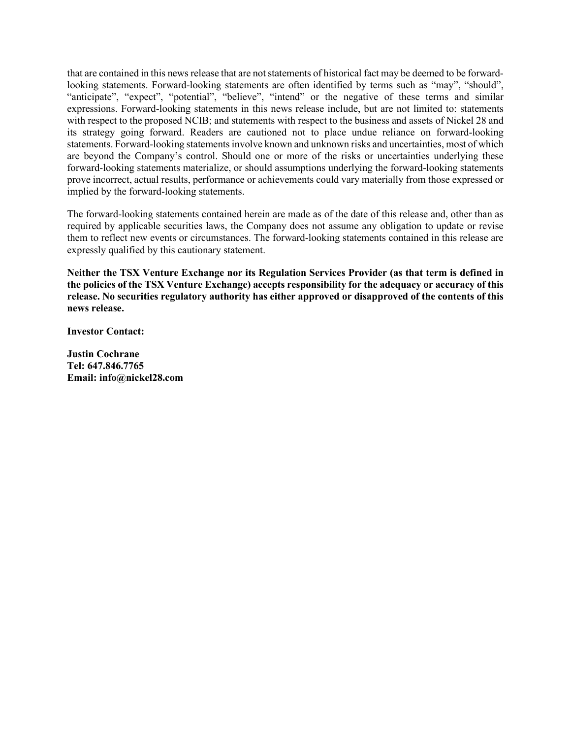that are contained in this news release that are not statements of historical fact may be deemed to be forward-looking statements. Forward-looking statements are often identified by terms such as "may", "should", "anticipate", "expect", "potential", "believe", "intend" or the negative of these terms and similar expressions. Forward-looking statements in this news release include, but are not limited to: statements with respect to the proposed NCIB; and statements with respect to the business and assets of Nickel 28 and its strategy going forward. Readers are cautioned not to place undue reliance on forward-looking statements. Forward-looking statements involve known and unknown risks and uncertainties, most of which are beyond the Company's control. Should one or more of the risks or uncertainties underlying these forward-looking statements materialize, or should assumptions underlying the forward-looking statements prove incorrect, actual results, performance or achievements could vary materially from those expressed or implied by the forward-looking statements.

The forward-looking statements contained herein are made as of the date of this release and, other than as required by applicable securities laws, the Company does not assume any obligation to update or revise them to reflect new events or circumstances. The forward-looking statements contained in this release are expressly qualified by this cautionary statement.

**Neither the TSX Venture Exchange nor its Regulation Services Provider (as that term is defined in the policies of the TSX Venture Exchange) accepts responsibility for the adequacy or accuracy of this release. No securities regulatory authority has either approved or disapproved of the contents of this news release.**

**Investor Contact:**

**Justin Cochrane**
**Tel: 647.846.7765**
**Email: info@nickel28.com**